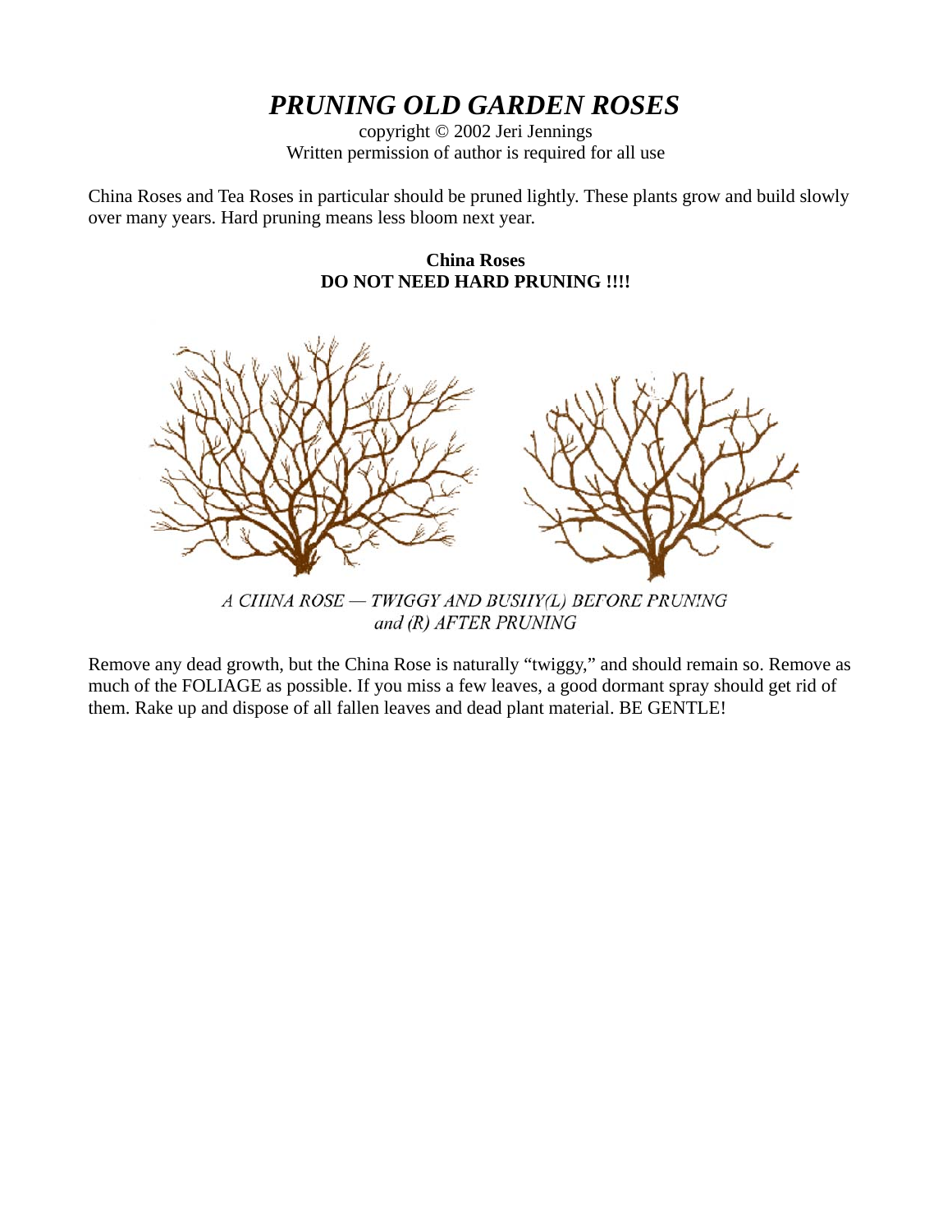# *PRUNING OLD GARDEN ROSES*

copyright © 2002 Jeri Jennings
Written permission of author is required for all use

China Roses and Tea Roses in particular should be pruned lightly. These plants grow and build slowly over many years. Hard pruning means less bloom next year.

**China Roses**
**DO NOT NEED HARD PRUNING !!!!**

*A CHINA ROSE — TWIGGY AND BUSHY(L) BEFORE PRUNING and (R) AFTER PRUNING*

Remove any dead growth, but the China Rose is naturally "twiggy," and should remain so. Remove as much of the FOLIAGE as possible. If you miss a few leaves, a good dormant spray should get rid of them. Rake up and dispose of all fallen leaves and dead plant material. BE GENTLE!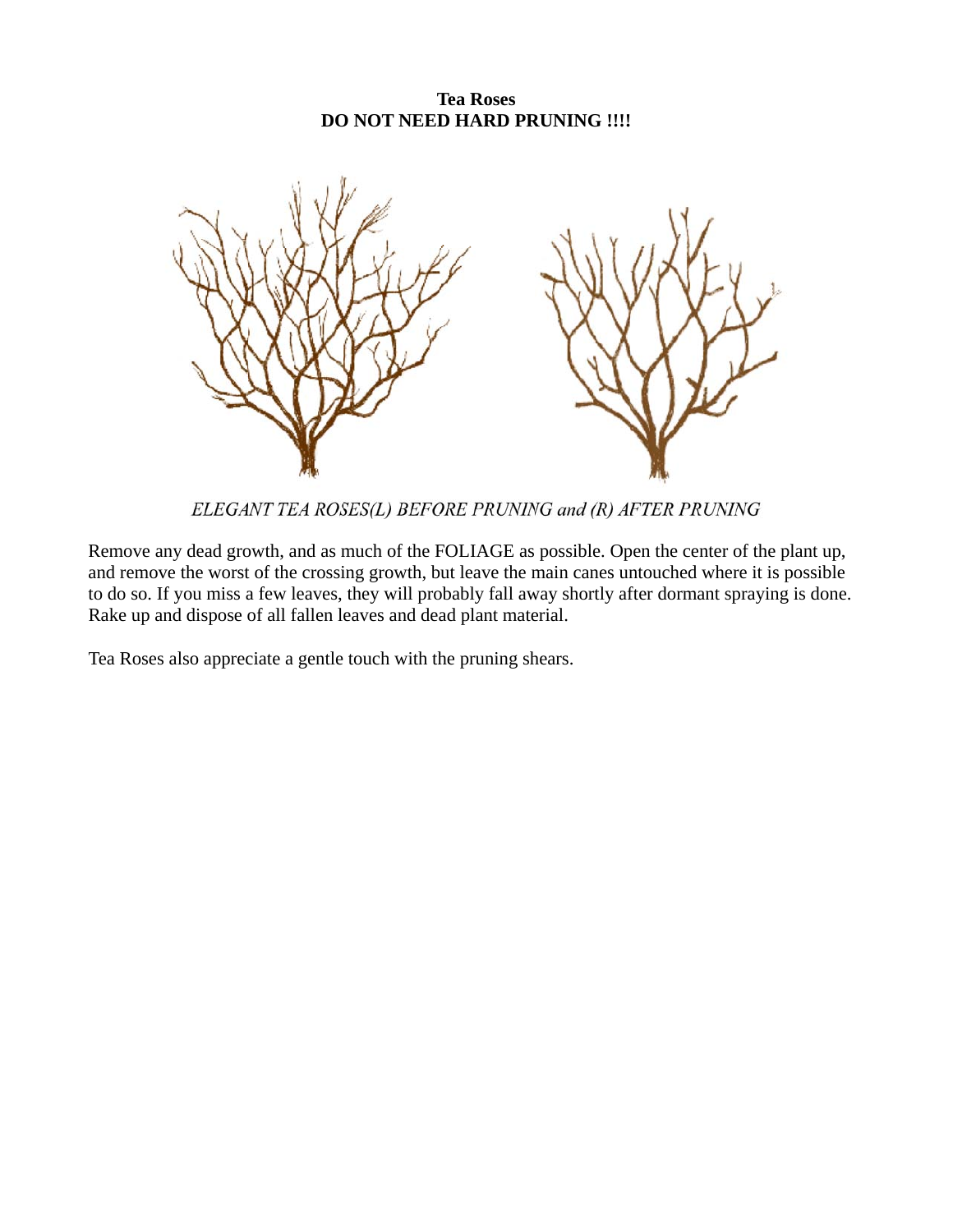**Tea Roses**
**DO NOT NEED HARD PRUNING !!!!**

*ELEGANT TEA ROSES(L) BEFORE PRUNING and (R) AFTER PRUNING*

Remove any dead growth, and as much of the FOLIAGE as possible. Open the center of the plant up, and remove the worst of the crossing growth, but leave the main canes untouched where it is possible to do so. If you miss a few leaves, they will probably fall away shortly after dormant spraying is done. Rake up and dispose of all fallen leaves and dead plant material.

Tea Roses also appreciate a gentle touch with the pruning shears.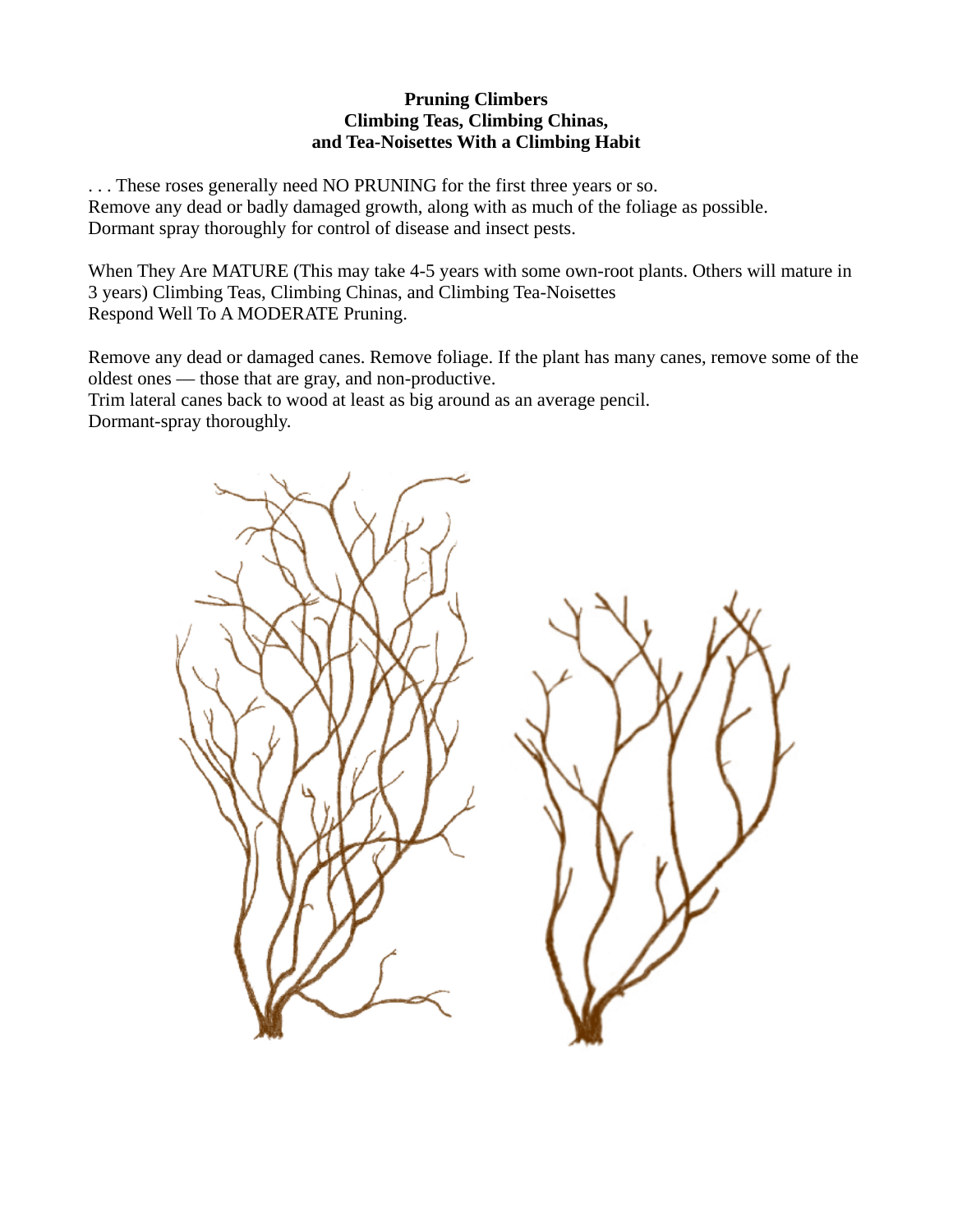**Pruning Climbers**
**Climbing Teas, Climbing Chinas,**
**and Tea-Noisettes With a Climbing Habit**

. . . These roses generally need NO PRUNING for the first three years or so.
Remove any dead or badly damaged growth, along with as much of the foliage as possible.
Dormant spray thoroughly for control of disease and insect pests.

When They Are MATURE (This may take 4-5 years with some own-root plants. Others will mature in 3 years) Climbing Teas, Climbing Chinas, and Climbing Tea-Noisettes
Respond Well To A MODERATE Pruning.

Remove any dead or damaged canes. Remove foliage. If the plant has many canes, remove some of the oldest ones — those that are gray, and non-productive.
Trim lateral canes back to wood at least as big around as an average pencil.
Dormant-spray thoroughly.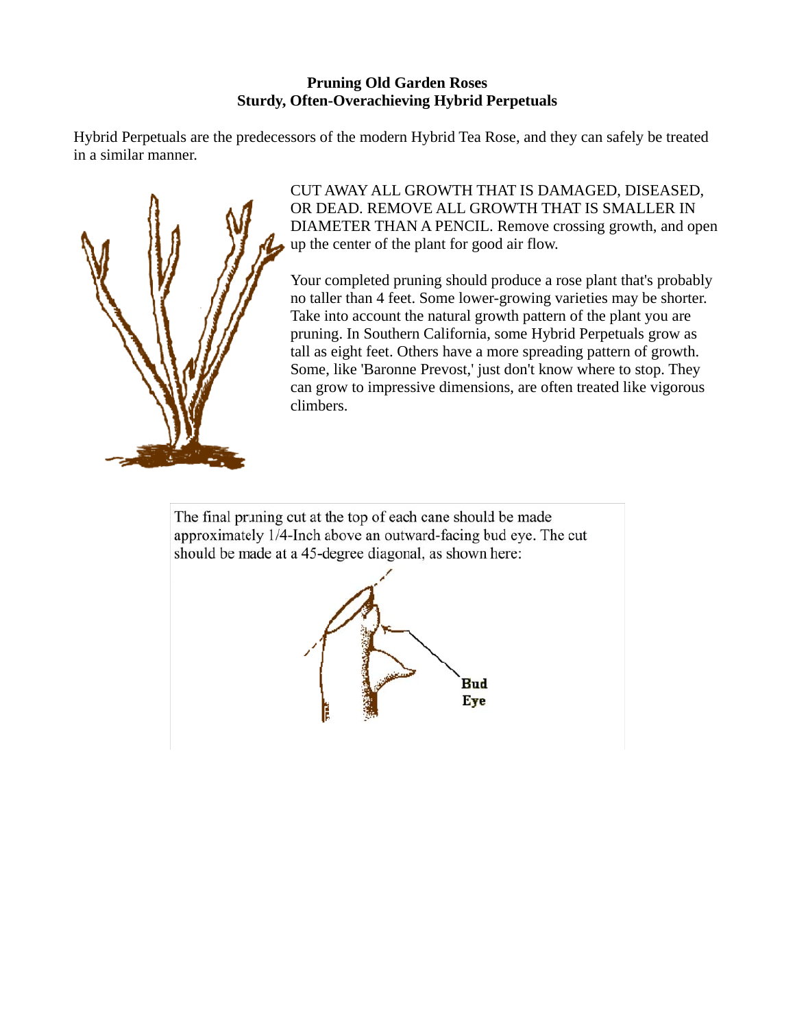**Pruning Old Garden Roses**
**Sturdy, Often-Overachieving Hybrid Perpetuals**

Hybrid Perpetuals are the predecessors of the modern Hybrid Tea Rose, and they can safely be treated in a similar manner.

CUT AWAY ALL GROWTH THAT IS DAMAGED, DISEASED, OR DEAD. REMOVE ALL GROWTH THAT IS SMALLER IN DIAMETER THAN A PENCIL. Remove crossing growth, and open up the center of the plant for good air flow.

Your completed pruning should produce a rose plant that's probably no taller than 4 feet. Some lower-growing varieties may be shorter. Take into account the natural growth pattern of the plant you are pruning. In Southern California, some Hybrid Perpetuals grow as tall as eight feet. Others have a more spreading pattern of growth. Some, like 'Baronne Prevost,' just don't know where to stop. They can grow to impressive dimensions, are often treated like vigorous climbers.

The final pruning cut at the top of each cane should be made approximately 1/4-Inch above an outward-facing bud eye. The cut should be made at a 45-degree diagonal, as shown here:

Bud Eye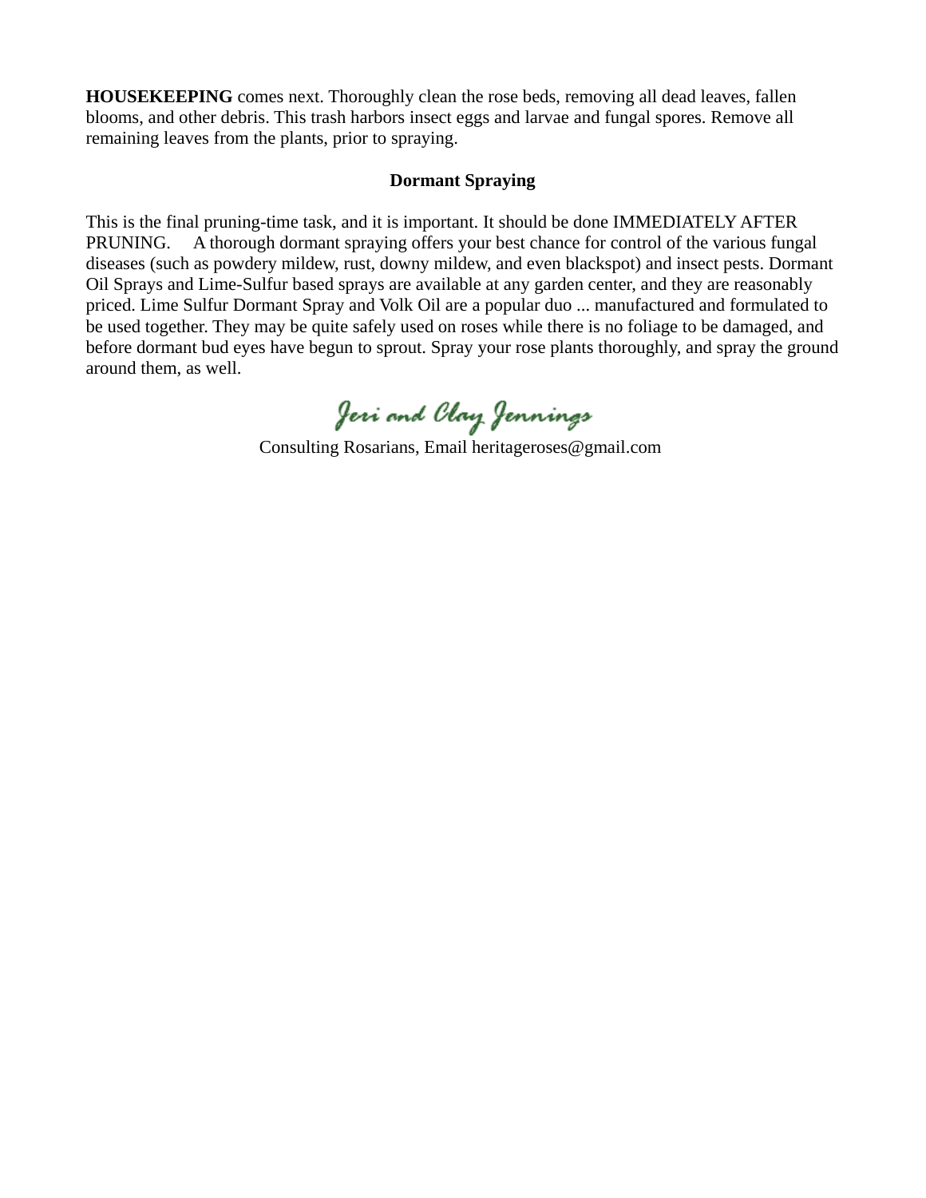**HOUSEKEEPING** comes next. Thoroughly clean the rose beds, removing all dead leaves, fallen blooms, and other debris. This trash harbors insect eggs and larvae and fungal spores. Remove all remaining leaves from the plants, prior to spraying.

### Dormant Spraying

This is the final pruning-time task, and it is important. It should be done IMMEDIATELY AFTER PRUNING. A thorough dormant spraying offers your best chance for control of the various fungal diseases (such as powdery mildew, rust, downy mildew, and even blackspot) and insect pests. Dormant Oil Sprays and Lime-Sulfur based sprays are available at any garden center, and they are reasonably priced. Lime Sulfur Dormant Spray and Volk Oil are a popular duo ... manufactured and formulated to be used together. They may be quite safely used on roses while there is no foliage to be damaged, and before dormant bud eyes have begun to sprout. Spray your rose plants thoroughly, and spray the ground around them, as well.

*Jeri and Clay Jennings*

Consulting Rosarians, Email heritageroses@gmail.com